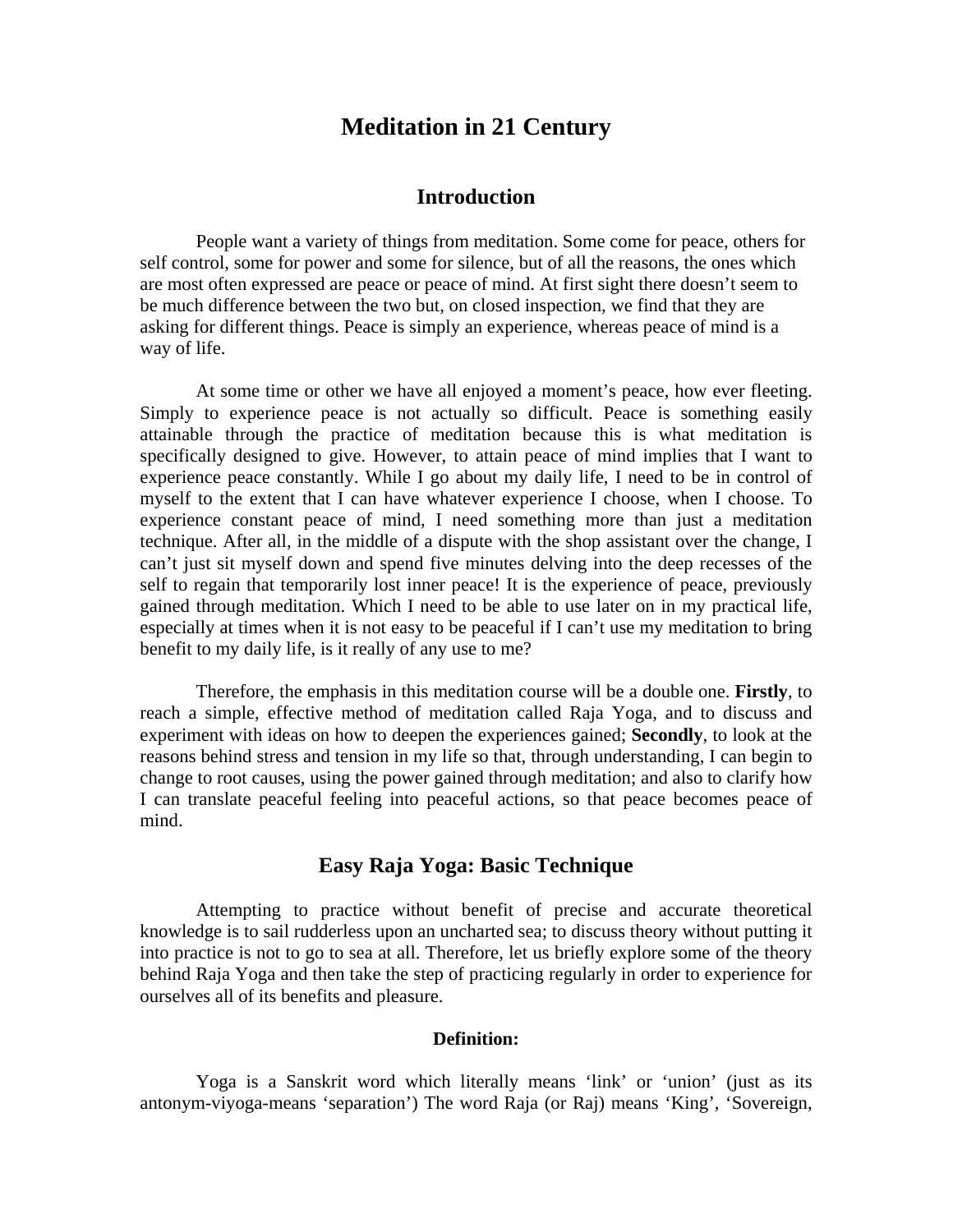# Meditation in 21 Century

## Introduction

People want a variety of things from meditation. Some come for peace, others for self control, some for power and some for silence, but of all the reasons, the ones which are most often expressed are peace or peace of mind. At first sight there doesn't seem to be much difference between the two but, on closed inspection, we find that they are asking for different things. Peace is simply an experience, whereas peace of mind is a way of life.

At some time or other we have all enjoyed a moment's peace, how ever fleeting. Simply to experience peace is not actually so difficult. Peace is something easily attainable through the practice of meditation because this is what meditation is specifically designed to give. However, to attain peace of mind implies that I want to experience peace constantly. While I go about my daily life, I need to be in control of myself to the extent that I can have whatever experience I choose, when I choose. To experience constant peace of mind, I need something more than just a meditation technique. After all, in the middle of a dispute with the shop assistant over the change, I can't just sit myself down and spend five minutes delving into the deep recesses of the self to regain that temporarily lost inner peace! It is the experience of peace, previously gained through meditation. Which I need to be able to use later on in my practical life, especially at times when it is not easy to be peaceful if I can't use my meditation to bring benefit to my daily life, is it really of any use to me?

Therefore, the emphasis in this meditation course will be a double one. **Firstly**, to reach a simple, effective method of meditation called Raja Yoga, and to discuss and experiment with ideas on how to deepen the experiences gained; **Secondly**, to look at the reasons behind stress and tension in my life so that, through understanding, I can begin to change to root causes, using the power gained through meditation; and also to clarify how I can translate peaceful feeling into peaceful actions, so that peace becomes peace of mind.

## Easy Raja Yoga: Basic Technique

Attempting to practice without benefit of precise and accurate theoretical knowledge is to sail rudderless upon an uncharted sea; to discuss theory without putting it into practice is not to go to sea at all. Therefore, let us briefly explore some of the theory behind Raja Yoga and then take the step of practicing regularly in order to experience for ourselves all of its benefits and pleasure.

#### Definition:

Yoga is a Sanskrit word which literally means 'link' or 'union' (just as its antonym-viyoga-means 'separation') The word Raja (or Raj) means 'King', 'Sovereign,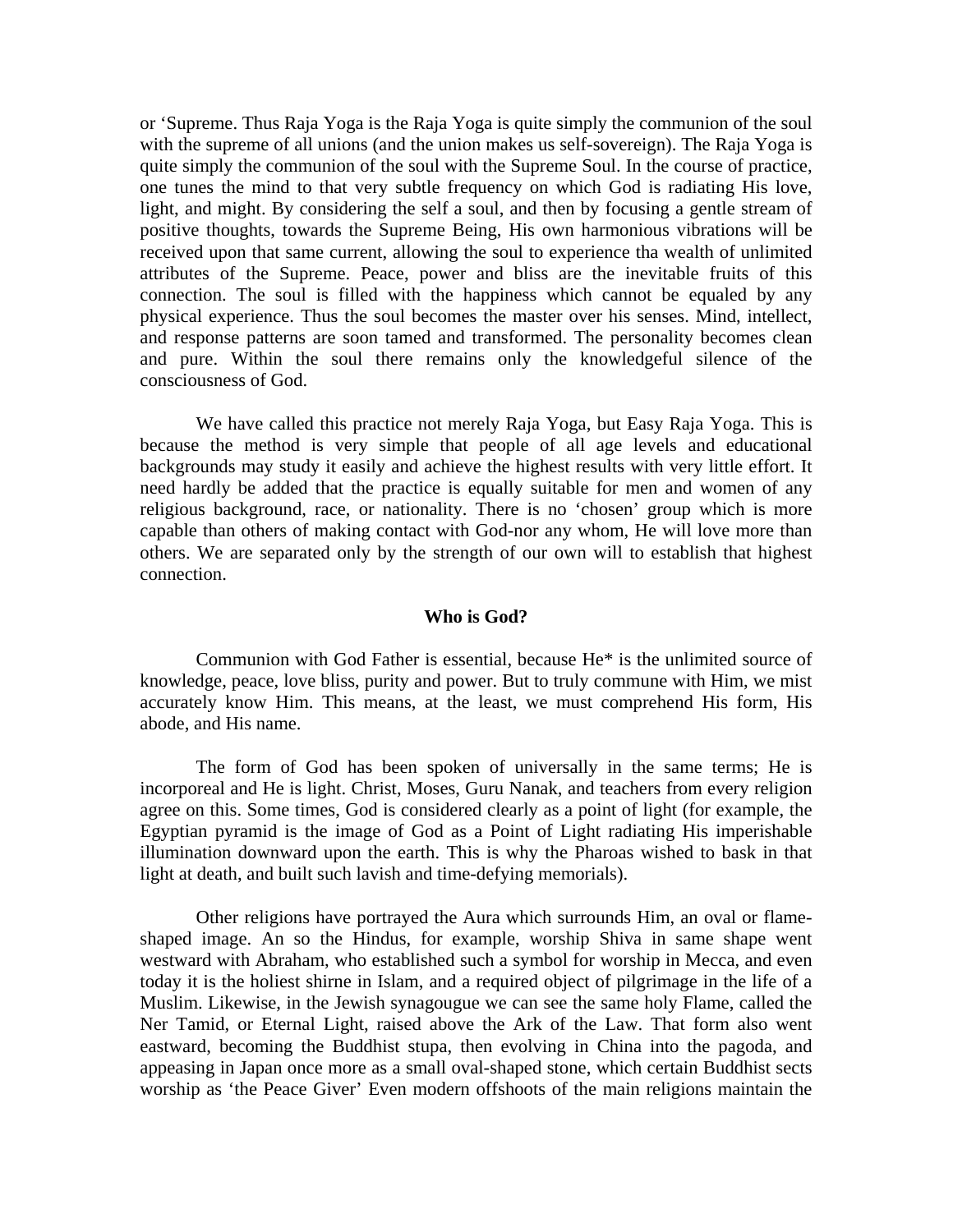or 'Supreme. Thus Raja Yoga is the Raja Yoga is quite simply the communion of the soul with the supreme of all unions (and the union makes us self-sovereign). The Raja Yoga is quite simply the communion of the soul with the Supreme Soul. In the course of practice, one tunes the mind to that very subtle frequency on which God is radiating His love, light, and might. By considering the self a soul, and then by focusing a gentle stream of positive thoughts, towards the Supreme Being, His own harmonious vibrations will be received upon that same current, allowing the soul to experience tha wealth of unlimited attributes of the Supreme. Peace, power and bliss are the inevitable fruits of this connection. The soul is filled with the happiness which cannot be equaled by any physical experience. Thus the soul becomes the master over his senses. Mind, intellect, and response patterns are soon tamed and transformed. The personality becomes clean and pure. Within the soul there remains only the knowledgeful silence of the consciousness of God.

We have called this practice not merely Raja Yoga, but Easy Raja Yoga. This is because the method is very simple that people of all age levels and educational backgrounds may study it easily and achieve the highest results with very little effort. It need hardly be added that the practice is equally suitable for men and women of any religious background, race, or nationality. There is no 'chosen' group which is more capable than others of making contact with God-nor any whom, He will love more than others. We are separated only by the strength of our own will to establish that highest connection.

### Who is God?

Communion with God Father is essential, because He* is the unlimited source of knowledge, peace, love bliss, purity and power. But to truly commune with Him, we mist accurately know Him. This means, at the least, we must comprehend His form, His abode, and His name.

The form of God has been spoken of universally in the same terms; He is incorporeal and He is light. Christ, Moses, Guru Nanak, and teachers from every religion agree on this. Some times, God is considered clearly as a point of light (for example, the Egyptian pyramid is the image of God as a Point of Light radiating His imperishable illumination downward upon the earth. This is why the Pharoas wished to bask in that light at death, and built such lavish and time-defying memorials).

Other religions have portrayed the Aura which surrounds Him, an oval or flame-shaped image. An so the Hindus, for example, worship Shiva in same shape went westward with Abraham, who established such a symbol for worship in Mecca, and even today it is the holiest shirne in Islam, and a required object of pilgrimage in the life of a Muslim. Likewise, in the Jewish synagougue we can see the same holy Flame, called the Ner Tamid, or Eternal Light, raised above the Ark of the Law. That form also went eastward, becoming the Buddhist stupa, then evolving in China into the pagoda, and appeasing in Japan once more as a small oval-shaped stone, which certain Buddhist sects worship as 'the Peace Giver' Even modern offshoots of the main religions maintain the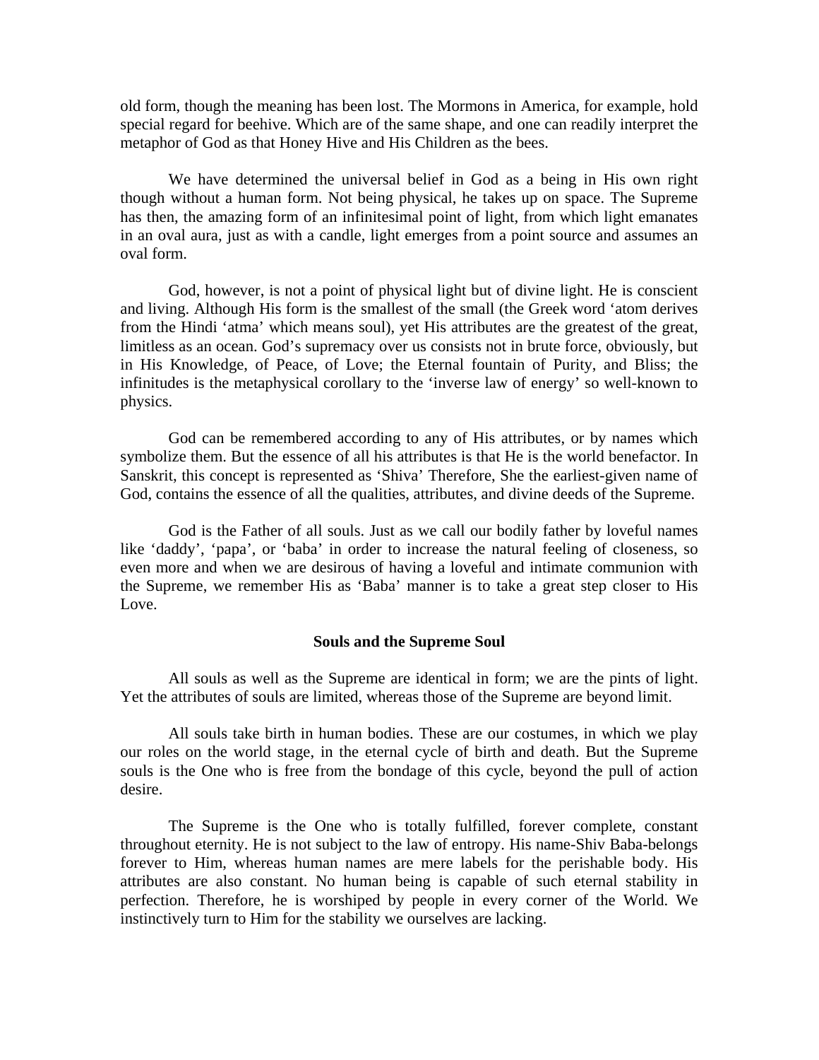old form, though the meaning has been lost. The Mormons in America, for example, hold special regard for beehive. Which are of the same shape, and one can readily interpret the metaphor of God as that Honey Hive and His Children as the bees.

We have determined the universal belief in God as a being in His own right though without a human form. Not being physical, he takes up on space. The Supreme has then, the amazing form of an infinitesimal point of light, from which light emanates in an oval aura, just as with a candle, light emerges from a point source and assumes an oval form.

God, however, is not a point of physical light but of divine light. He is conscient and living. Although His form is the smallest of the small (the Greek word 'atom derives from the Hindi 'atma' which means soul), yet His attributes are the greatest of the great, limitless as an ocean. God's supremacy over us consists not in brute force, obviously, but in His Knowledge, of Peace, of Love; the Eternal fountain of Purity, and Bliss; the infinitudes is the metaphysical corollary to the 'inverse law of energy' so well-known to physics.

God can be remembered according to any of His attributes, or by names which symbolize them. But the essence of all his attributes is that He is the world benefactor. In Sanskrit, this concept is represented as 'Shiva' Therefore, She the earliest-given name of God, contains the essence of all the qualities, attributes, and divine deeds of the Supreme.

God is the Father of all souls. Just as we call our bodily father by loveful names like 'daddy', 'papa', or 'baba' in order to increase the natural feeling of closeness, so even more and when we are desirous of having a loveful and intimate communion with the Supreme, we remember His as 'Baba' manner is to take a great step closer to His Love.

**Souls and the Supreme Soul**

All souls as well as the Supreme are identical in form; we are the pints of light. Yet the attributes of souls are limited, whereas those of the Supreme are beyond limit.

All souls take birth in human bodies. These are our costumes, in which we play our roles on the world stage, in the eternal cycle of birth and death. But the Supreme souls is the One who is free from the bondage of this cycle, beyond the pull of action desire.

The Supreme is the One who is totally fulfilled, forever complete, constant throughout eternity. He is not subject to the law of entropy. His name-Shiv Baba-belongs forever to Him, whereas human names are mere labels for the perishable body. His attributes are also constant. No human being is capable of such eternal stability in perfection. Therefore, he is worshiped by people in every corner of the World. We instinctively turn to Him for the stability we ourselves are lacking.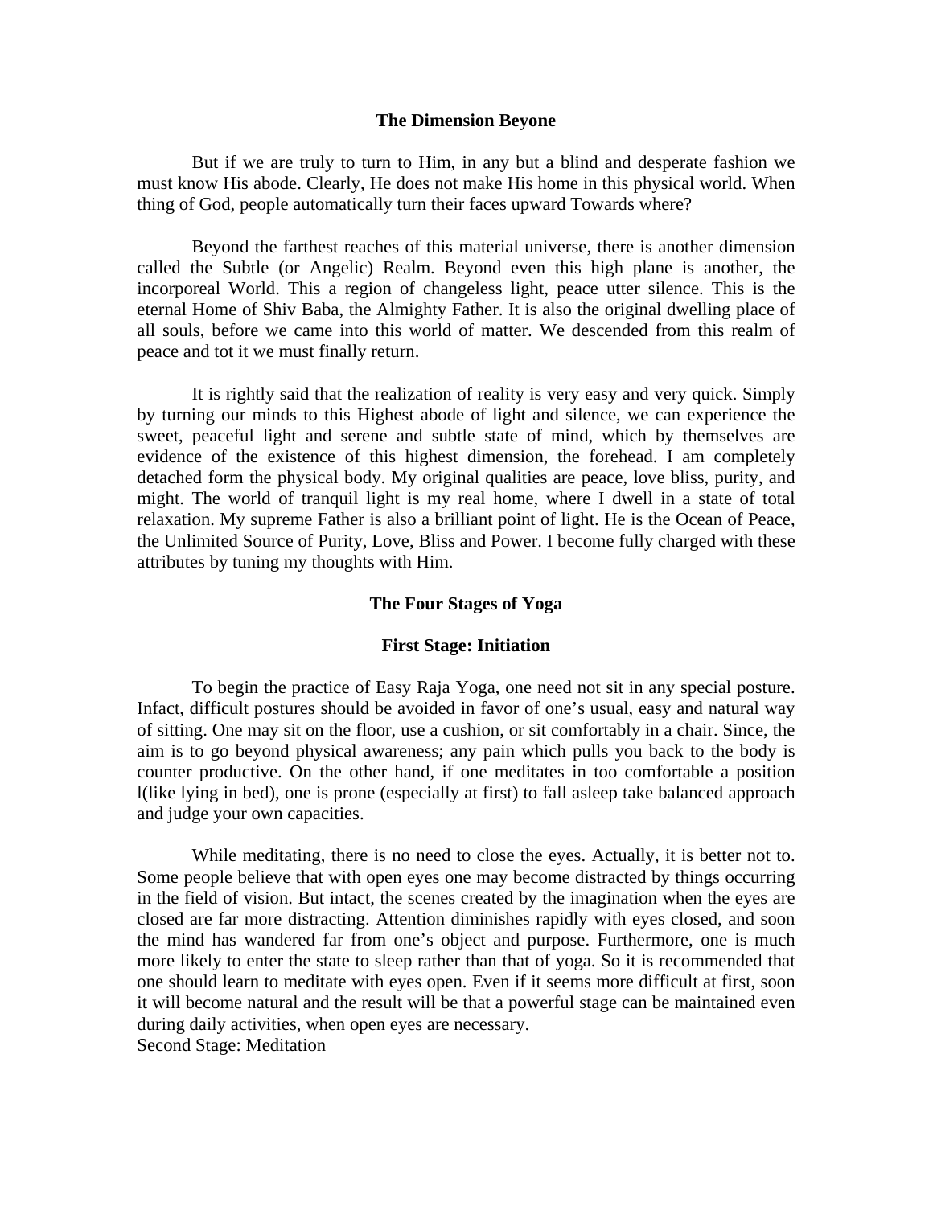### The Dimension Beyone

But if we are truly to turn to Him, in any but a blind and desperate fashion we must know His abode. Clearly, He does not make His home in this physical world. When thing of God, people automatically turn their faces upward Towards where?

Beyond the farthest reaches of this material universe, there is another dimension called the Subtle (or Angelic) Realm. Beyond even this high plane is another, the incorporeal World. This a region of changeless light, peace utter silence. This is the eternal Home of Shiv Baba, the Almighty Father. It is also the original dwelling place of all souls, before we came into this world of matter. We descended from this realm of peace and tot it we must finally return.

It is rightly said that the realization of reality is very easy and very quick. Simply by turning our minds to this Highest abode of light and silence, we can experience the sweet, peaceful light and serene and subtle state of mind, which by themselves are evidence of the existence of this highest dimension, the forehead. I am completely detached form the physical body. My original qualities are peace, love bliss, purity, and might. The world of tranquil light is my real home, where I dwell in a state of total relaxation. My supreme Father is also a brilliant point of light. He is the Ocean of Peace, the Unlimited Source of Purity, Love, Bliss and Power. I become fully charged with these attributes by tuning my thoughts with Him.

### The Four Stages of Yoga

#### First Stage: Initiation

To begin the practice of Easy Raja Yoga, one need not sit in any special posture. Infact, difficult postures should be avoided in favor of one's usual, easy and natural way of sitting. One may sit on the floor, use a cushion, or sit comfortably in a chair. Since, the aim is to go beyond physical awareness; any pain which pulls you back to the body is counter productive. On the other hand, if one meditates in too comfortable a position l(like lying in bed), one is prone (especially at first) to fall asleep take balanced approach and judge your own capacities.

While meditating, there is no need to close the eyes. Actually, it is better not to. Some people believe that with open eyes one may become distracted by things occurring in the field of vision. But intact, the scenes created by the imagination when the eyes are closed are far more distracting. Attention diminishes rapidly with eyes closed, and soon the mind has wandered far from one's object and purpose. Furthermore, one is much more likely to enter the state to sleep rather than that of yoga. So it is recommended that one should learn to meditate with eyes open. Even if it seems more difficult at first, soon it will become natural and the result will be that a powerful stage can be maintained even during daily activities, when open eyes are necessary.

Second Stage: Meditation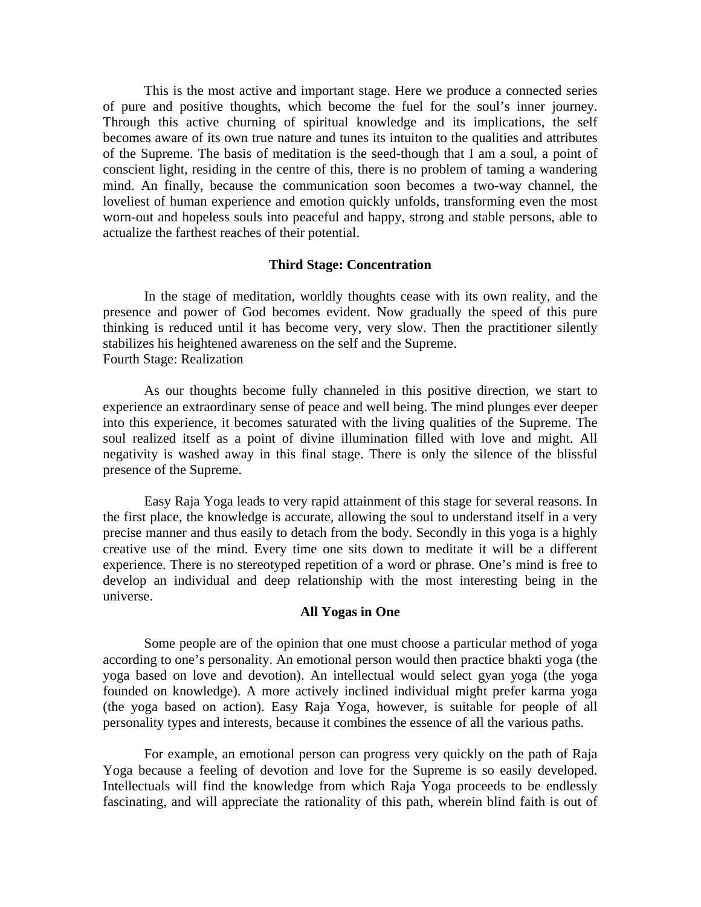This is the most active and important stage. Here we produce a connected series of pure and positive thoughts, which become the fuel for the soul's inner journey. Through this active churning of spiritual knowledge and its implications, the self becomes aware of its own true nature and tunes its intuiton to the qualities and attributes of the Supreme. The basis of meditation is the seed-though that I am a soul, a point of conscient light, residing in the centre of this, there is no problem of taming a wandering mind. An finally, because the communication soon becomes a two-way channel, the loveliest of human experience and emotion quickly unfolds, transforming even the most worn-out and hopeless souls into peaceful and happy, strong and stable persons, able to actualize the farthest reaches of their potential.

### Third Stage: Concentration

In the stage of meditation, worldly thoughts cease with its own reality, and the presence and power of God becomes evident. Now gradually the speed of this pure thinking is reduced until it has become very, very slow. Then the practitioner silently stabilizes his heightened awareness on the self and the Supreme.

Fourth Stage: Realization

As our thoughts become fully channeled in this positive direction, we start to experience an extraordinary sense of peace and well being. The mind plunges ever deeper into this experience, it becomes saturated with the living qualities of the Supreme. The soul realized itself as a point of divine illumination filled with love and might. All negativity is washed away in this final stage. There is only the silence of the blissful presence of the Supreme.

Easy Raja Yoga leads to very rapid attainment of this stage for several reasons. In the first place, the knowledge is accurate, allowing the soul to understand itself in a very precise manner and thus easily to detach from the body. Secondly in this yoga is a highly creative use of the mind. Every time one sits down to meditate it will be a different experience. There is no stereotyped repetition of a word or phrase. One's mind is free to develop an individual and deep relationship with the most interesting being in the universe.

### All Yogas in One

Some people are of the opinion that one must choose a particular method of yoga according to one's personality. An emotional person would then practice bhakti yoga (the yoga based on love and devotion). An intellectual would select gyan yoga (the yoga founded on knowledge). A more actively inclined individual might prefer karma yoga (the yoga based on action). Easy Raja Yoga, however, is suitable for people of all personality types and interests, because it combines the essence of all the various paths.

For example, an emotional person can progress very quickly on the path of Raja Yoga because a feeling of devotion and love for the Supreme is so easily developed. Intellectuals will find the knowledge from which Raja Yoga proceeds to be endlessly fascinating, and will appreciate the rationality of this path, wherein blind faith is out of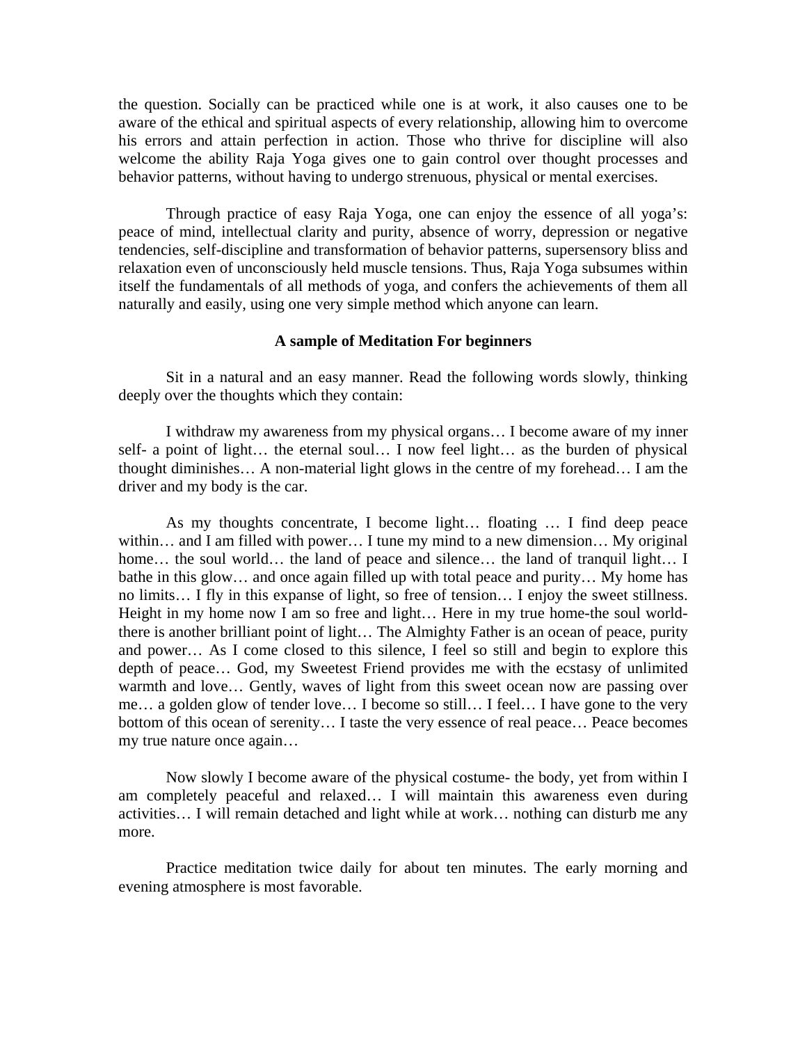the question. Socially can be practiced while one is at work, it also causes one to be aware of the ethical and spiritual aspects of every relationship, allowing him to overcome his errors and attain perfection in action. Those who thrive for discipline will also welcome the ability Raja Yoga gives one to gain control over thought processes and behavior patterns, without having to undergo strenuous, physical or mental exercises.

Through practice of easy Raja Yoga, one can enjoy the essence of all yoga's: peace of mind, intellectual clarity and purity, absence of worry, depression or negative tendencies, self-discipline and transformation of behavior patterns, supersensory bliss and relaxation even of unconsciously held muscle tensions. Thus, Raja Yoga subsumes within itself the fundamentals of all methods of yoga, and confers the achievements of them all naturally and easily, using one very simple method which anyone can learn.

**A sample of Meditation For beginners**

Sit in a natural and an easy manner. Read the following words slowly, thinking deeply over the thoughts which they contain:

I withdraw my awareness from my physical organs… I become aware of my inner self- a point of light… the eternal soul… I now feel light… as the burden of physical thought diminishes… A non-material light glows in the centre of my forehead… I am the driver and my body is the car.

As my thoughts concentrate, I become light… floating … I find deep peace within… and I am filled with power… I tune my mind to a new dimension… My original home… the soul world… the land of peace and silence… the land of tranquil light… I bathe in this glow… and once again filled up with total peace and purity… My home has no limits… I fly in this expanse of light, so free of tension… I enjoy the sweet stillness. Height in my home now I am so free and light… Here in my true home-the soul world- there is another brilliant point of light… The Almighty Father is an ocean of peace, purity and power… As I come closed to this silence, I feel so still and begin to explore this depth of peace… God, my Sweetest Friend provides me with the ecstasy of unlimited warmth and love… Gently, waves of light from this sweet ocean now are passing over me… a golden glow of tender love… I become so still… I feel… I have gone to the very bottom of this ocean of serenity… I taste the very essence of real peace… Peace becomes my true nature once again…

Now slowly I become aware of the physical costume- the body, yet from within I am completely peaceful and relaxed… I will maintain this awareness even during activities… I will remain detached and light while at work… nothing can disturb me any more.

Practice meditation twice daily for about ten minutes. The early morning and evening atmosphere is most favorable.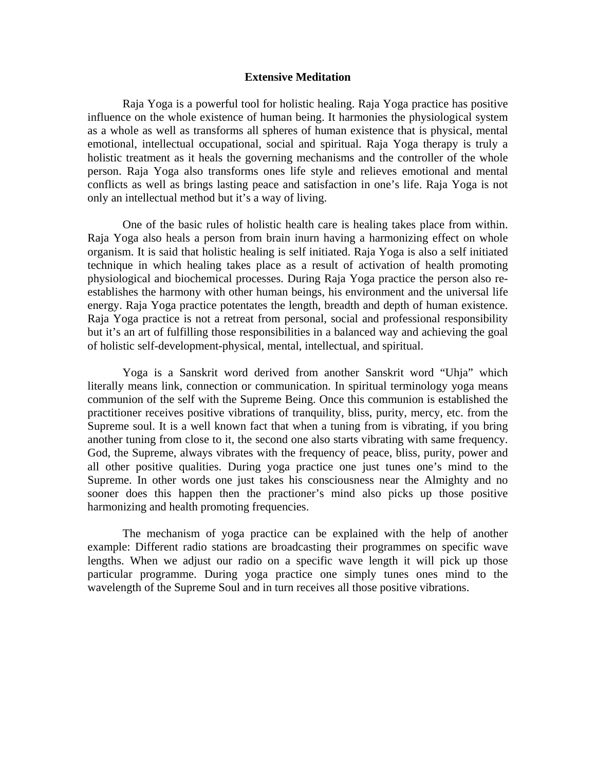**Extensive Meditation**

Raja Yoga is a powerful tool for holistic healing. Raja Yoga practice has positive influence on the whole existence of human being. It harmonies the physiological system as a whole as well as transforms all spheres of human existence that is physical, mental emotional, intellectual occupational, social and spiritual. Raja Yoga therapy is truly a holistic treatment as it heals the governing mechanisms and the controller of the whole person. Raja Yoga also transforms ones life style and relieves emotional and mental conflicts as well as brings lasting peace and satisfaction in one's life. Raja Yoga is not only an intellectual method but it's a way of living.

One of the basic rules of holistic health care is healing takes place from within. Raja Yoga also heals a person from brain inurn having a harmonizing effect on whole organism. It is said that holistic healing is self initiated. Raja Yoga is also a self initiated technique in which healing takes place as a result of activation of health promoting physiological and biochemical processes. During Raja Yoga practice the person also re-establishes the harmony with other human beings, his environment and the universal life energy. Raja Yoga practice potentates the length, breadth and depth of human existence. Raja Yoga practice is not a retreat from personal, social and professional responsibility but it's an art of fulfilling those responsibilities in a balanced way and achieving the goal of holistic self-development-physical, mental, intellectual, and spiritual.

Yoga is a Sanskrit word derived from another Sanskrit word "Uhja" which literally means link, connection or communication. In spiritual terminology yoga means communion of the self with the Supreme Being. Once this communion is established the practitioner receives positive vibrations of tranquility, bliss, purity, mercy, etc. from the Supreme soul. It is a well known fact that when a tuning from is vibrating, if you bring another tuning from close to it, the second one also starts vibrating with same frequency. God, the Supreme, always vibrates with the frequency of peace, bliss, purity, power and all other positive qualities. During yoga practice one just tunes one's mind to the Supreme. In other words one just takes his consciousness near the Almighty and no sooner does this happen then the practioner's mind also picks up those positive harmonizing and health promoting frequencies.

The mechanism of yoga practice can be explained with the help of another example: Different radio stations are broadcasting their programmes on specific wave lengths. When we adjust our radio on a specific wave length it will pick up those particular programme. During yoga practice one simply tunes ones mind to the wavelength of the Supreme Soul and in turn receives all those positive vibrations.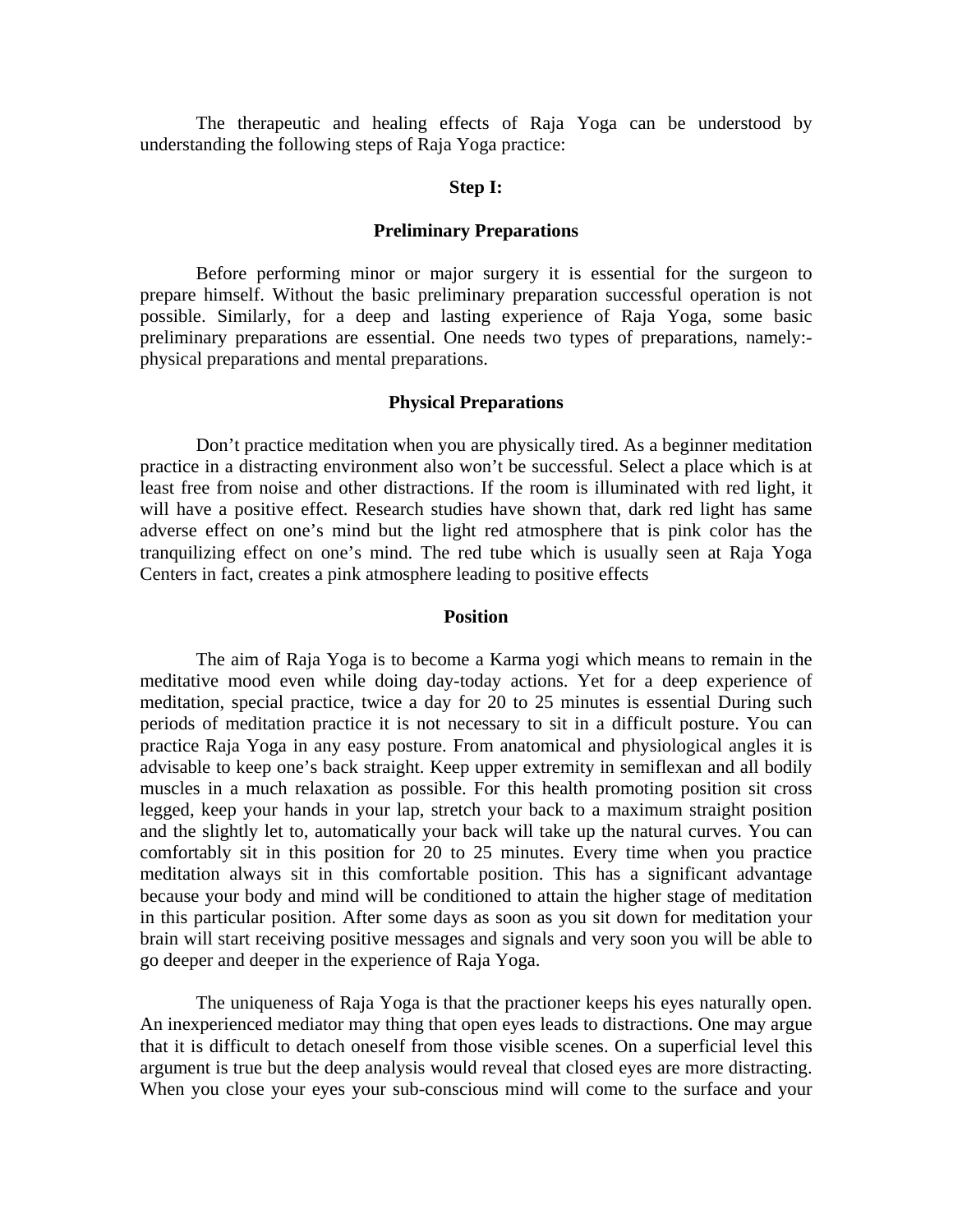The therapeutic and healing effects of Raja Yoga can be understood by understanding the following steps of Raja Yoga practice:

**Step I:**

**Preliminary Preparations**

Before performing minor or major surgery it is essential for the surgeon to prepare himself. Without the basic preliminary preparation successful operation is not possible. Similarly, for a deep and lasting experience of Raja Yoga, some basic preliminary preparations are essential. One needs two types of preparations, namely:- physical preparations and mental preparations.

**Physical Preparations**

Don't practice meditation when you are physically tired. As a beginner meditation practice in a distracting environment also won't be successful. Select a place which is at least free from noise and other distractions. If the room is illuminated with red light, it will have a positive effect. Research studies have shown that, dark red light has same adverse effect on one's mind but the light red atmosphere that is pink color has the tranquilizing effect on one's mind. The red tube which is usually seen at Raja Yoga Centers in fact, creates a pink atmosphere leading to positive effects

**Position**

The aim of Raja Yoga is to become a Karma yogi which means to remain in the meditative mood even while doing day-today actions. Yet for a deep experience of meditation, special practice, twice a day for 20 to 25 minutes is essential During such periods of meditation practice it is not necessary to sit in a difficult posture. You can practice Raja Yoga in any easy posture. From anatomical and physiological angles it is advisable to keep one's back straight. Keep upper extremity in semiflexan and all bodily muscles in a much relaxation as possible. For this health promoting position sit cross legged, keep your hands in your lap, stretch your back to a maximum straight position and the slightly let to, automatically your back will take up the natural curves. You can comfortably sit in this position for 20 to 25 minutes. Every time when you practice meditation always sit in this comfortable position. This has a significant advantage because your body and mind will be conditioned to attain the higher stage of meditation in this particular position. After some days as soon as you sit down for meditation your brain will start receiving positive messages and signals and very soon you will be able to go deeper and deeper in the experience of Raja Yoga.

The uniqueness of Raja Yoga is that the practioner keeps his eyes naturally open. An inexperienced mediator may thing that open eyes leads to distractions. One may argue that it is difficult to detach oneself from those visible scenes. On a superficial level this argument is true but the deep analysis would reveal that closed eyes are more distracting. When you close your eyes your sub-conscious mind will come to the surface and your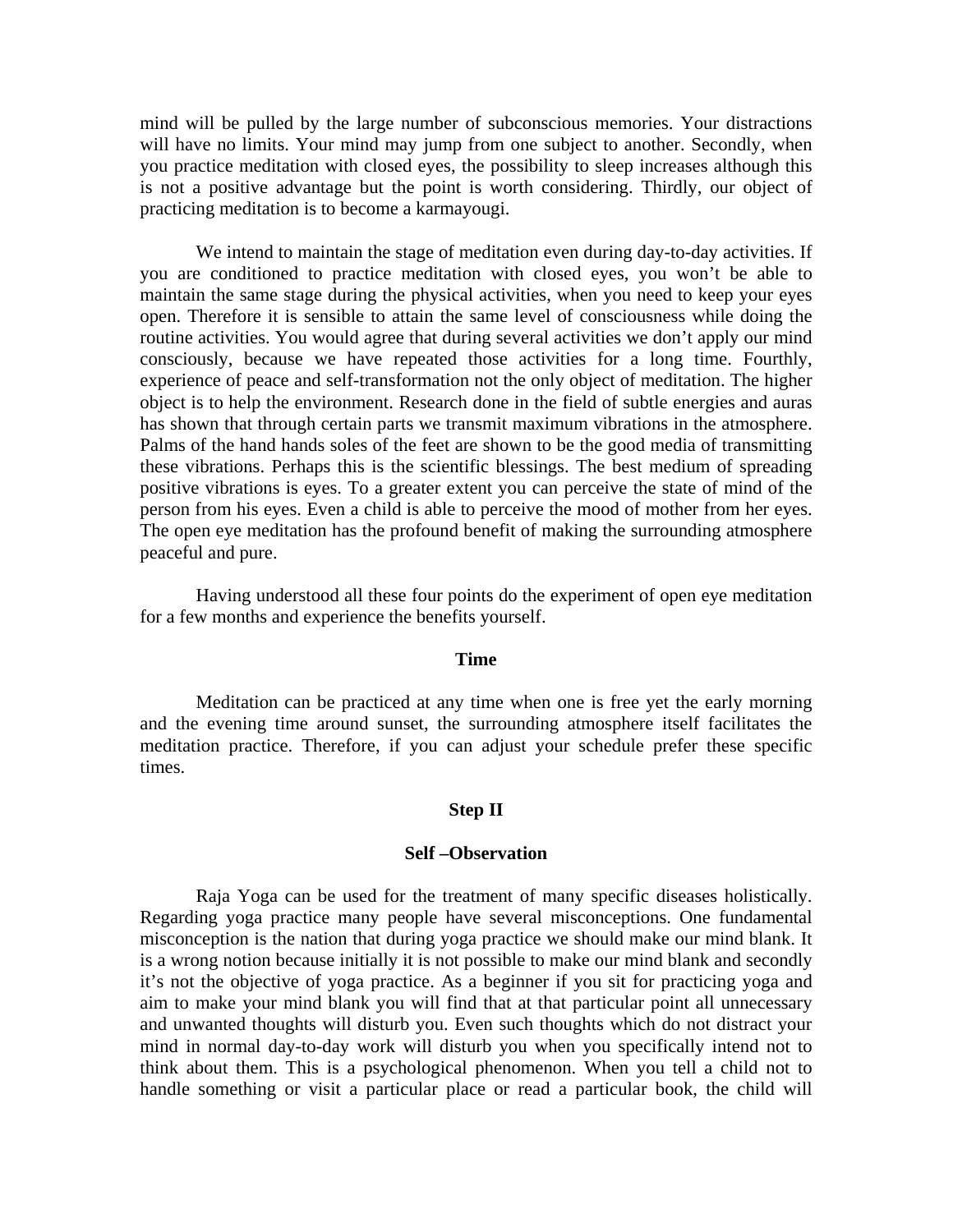mind will be pulled by the large number of subconscious memories. Your distractions will have no limits. Your mind may jump from one subject to another. Secondly, when you practice meditation with closed eyes, the possibility to sleep increases although this is not a positive advantage but the point is worth considering. Thirdly, our object of practicing meditation is to become a karmayougi.

We intend to maintain the stage of meditation even during day-to-day activities. If you are conditioned to practice meditation with closed eyes, you won't be able to maintain the same stage during the physical activities, when you need to keep your eyes open. Therefore it is sensible to attain the same level of consciousness while doing the routine activities. You would agree that during several activities we don't apply our mind consciously, because we have repeated those activities for a long time. Fourthly, experience of peace and self-transformation not the only object of meditation. The higher object is to help the environment. Research done in the field of subtle energies and auras has shown that through certain parts we transmit maximum vibrations in the atmosphere. Palms of the hand hands soles of the feet are shown to be the good media of transmitting these vibrations. Perhaps this is the scientific blessings. The best medium of spreading positive vibrations is eyes. To a greater extent you can perceive the state of mind of the person from his eyes. Even a child is able to perceive the mood of mother from her eyes. The open eye meditation has the profound benefit of making the surrounding atmosphere peaceful and pure.

Having understood all these four points do the experiment of open eye meditation for a few months and experience the benefits yourself.

### Time

Meditation can be practiced at any time when one is free yet the early morning and the evening time around sunset, the surrounding atmosphere itself facilitates the meditation practice. Therefore, if you can adjust your schedule prefer these specific times.

## Step II

### Self –Observation

Raja Yoga can be used for the treatment of many specific diseases holistically. Regarding yoga practice many people have several misconceptions. One fundamental misconception is the nation that during yoga practice we should make our mind blank. It is a wrong notion because initially it is not possible to make our mind blank and secondly it's not the objective of yoga practice. As a beginner if you sit for practicing yoga and aim to make your mind blank you will find that at that particular point all unnecessary and unwanted thoughts will disturb you. Even such thoughts which do not distract your mind in normal day-to-day work will disturb you when you specifically intend not to think about them. This is a psychological phenomenon. When you tell a child not to handle something or visit a particular place or read a particular book, the child will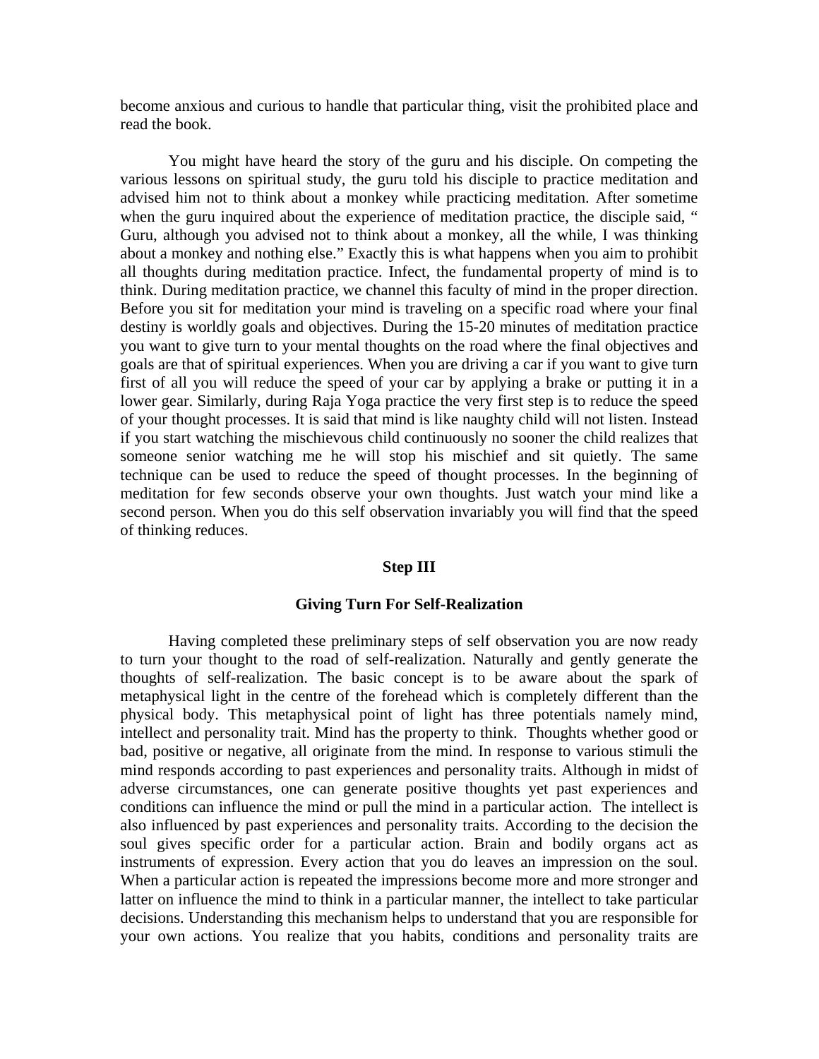become anxious and curious to handle that particular thing, visit the prohibited place and read the book.

You might have heard the story of the guru and his disciple. On competing the various lessons on spiritual study, the guru told his disciple to practice meditation and advised him not to think about a monkey while practicing meditation. After sometime when the guru inquired about the experience of meditation practice, the disciple said, " Guru, although you advised not to think about a monkey, all the while, I was thinking about a monkey and nothing else." Exactly this is what happens when you aim to prohibit all thoughts during meditation practice. Infect, the fundamental property of mind is to think. During meditation practice, we channel this faculty of mind in the proper direction. Before you sit for meditation your mind is traveling on a specific road where your final destiny is worldly goals and objectives. During the 15-20 minutes of meditation practice you want to give turn to your mental thoughts on the road where the final objectives and goals are that of spiritual experiences. When you are driving a car if you want to give turn first of all you will reduce the speed of your car by applying a brake or putting it in a lower gear. Similarly, during Raja Yoga practice the very first step is to reduce the speed of your thought processes. It is said that mind is like naughty child will not listen. Instead if you start watching the mischievous child continuously no sooner the child realizes that someone senior watching me he will stop his mischief and sit quietly. The same technique can be used to reduce the speed of thought processes. In the beginning of meditation for few seconds observe your own thoughts. Just watch your mind like a second person. When you do this self observation invariably you will find that the speed of thinking reduces.

## Step III

### Giving Turn For Self-Realization

Having completed these preliminary steps of self observation you are now ready to turn your thought to the road of self-realization. Naturally and gently generate the thoughts of self-realization. The basic concept is to be aware about the spark of metaphysical light in the centre of the forehead which is completely different than the physical body. This metaphysical point of light has three potentials namely mind, intellect and personality trait. Mind has the property to think. Thoughts whether good or bad, positive or negative, all originate from the mind. In response to various stimuli the mind responds according to past experiences and personality traits. Although in midst of adverse circumstances, one can generate positive thoughts yet past experiences and conditions can influence the mind or pull the mind in a particular action. The intellect is also influenced by past experiences and personality traits. According to the decision the soul gives specific order for a particular action. Brain and bodily organs act as instruments of expression. Every action that you do leaves an impression on the soul. When a particular action is repeated the impressions become more and more stronger and latter on influence the mind to think in a particular manner, the intellect to take particular decisions. Understanding this mechanism helps to understand that you are responsible for your own actions. You realize that you habits, conditions and personality traits are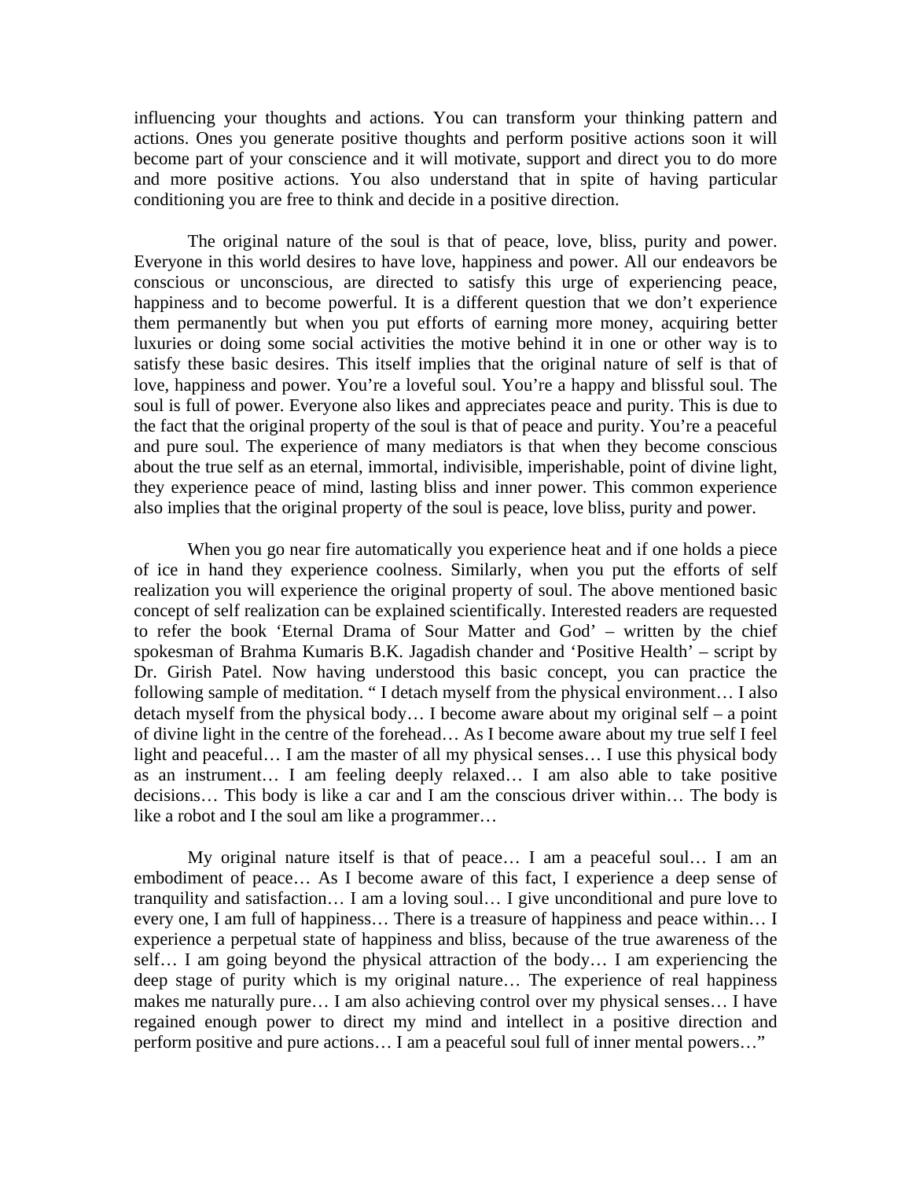influencing your thoughts and actions. You can transform your thinking pattern and actions. Ones you generate positive thoughts and perform positive actions soon it will become part of your conscience and it will motivate, support and direct you to do more and more positive actions. You also understand that in spite of having particular conditioning you are free to think and decide in a positive direction.

The original nature of the soul is that of peace, love, bliss, purity and power. Everyone in this world desires to have love, happiness and power. All our endeavors be conscious or unconscious, are directed to satisfy this urge of experiencing peace, happiness and to become powerful. It is a different question that we don't experience them permanently but when you put efforts of earning more money, acquiring better luxuries or doing some social activities the motive behind it in one or other way is to satisfy these basic desires. This itself implies that the original nature of self is that of love, happiness and power. You're a loveful soul. You're a happy and blissful soul. The soul is full of power. Everyone also likes and appreciates peace and purity. This is due to the fact that the original property of the soul is that of peace and purity. You're a peaceful and pure soul. The experience of many mediators is that when they become conscious about the true self as an eternal, immortal, indivisible, imperishable, point of divine light, they experience peace of mind, lasting bliss and inner power. This common experience also implies that the original property of the soul is peace, love bliss, purity and power.

When you go near fire automatically you experience heat and if one holds a piece of ice in hand they experience coolness. Similarly, when you put the efforts of self realization you will experience the original property of soul. The above mentioned basic concept of self realization can be explained scientifically. Interested readers are requested to refer the book 'Eternal Drama of Sour Matter and God' – written by the chief spokesman of Brahma Kumaris B.K. Jagadish chander and 'Positive Health' – script by Dr. Girish Patel. Now having understood this basic concept, you can practice the following sample of meditation. " I detach myself from the physical environment… I also detach myself from the physical body… I become aware about my original self – a point of divine light in the centre of the forehead… As I become aware about my true self I feel light and peaceful… I am the master of all my physical senses… I use this physical body as an instrument… I am feeling deeply relaxed… I am also able to take positive decisions… This body is like a car and I am the conscious driver within… The body is like a robot and I the soul am like a programmer…

My original nature itself is that of peace… I am a peaceful soul… I am an embodiment of peace… As I become aware of this fact, I experience a deep sense of tranquility and satisfaction… I am a loving soul… I give unconditional and pure love to every one, I am full of happiness… There is a treasure of happiness and peace within… I experience a perpetual state of happiness and bliss, because of the true awareness of the self… I am going beyond the physical attraction of the body… I am experiencing the deep stage of purity which is my original nature… The experience of real happiness makes me naturally pure… I am also achieving control over my physical senses… I have regained enough power to direct my mind and intellect in a positive direction and perform positive and pure actions… I am a peaceful soul full of inner mental powers…"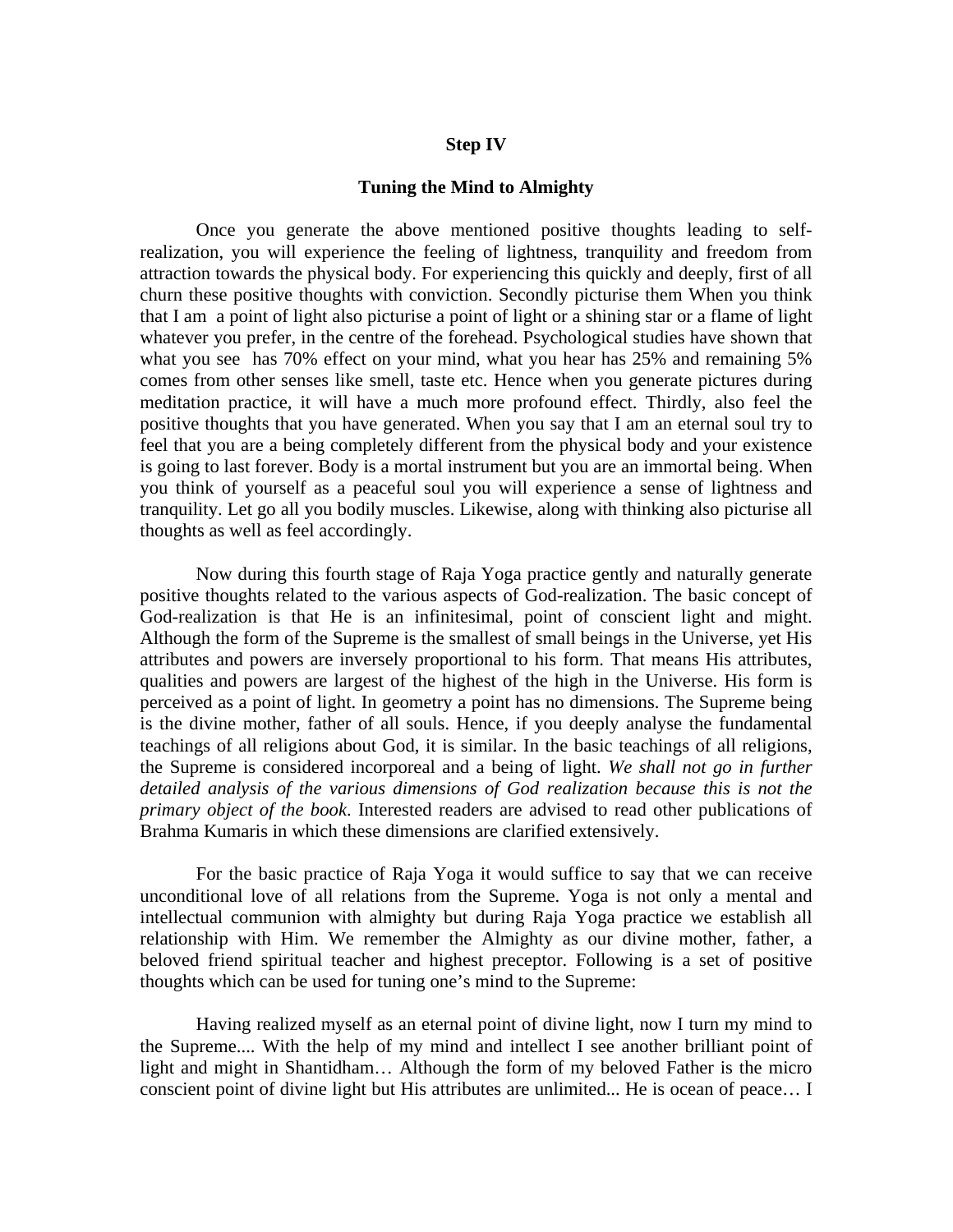**Step IV**

**Tuning the Mind to Almighty**

Once you generate the above mentioned positive thoughts leading to self-realization, you will experience the feeling of lightness, tranquility and freedom from attraction towards the physical body. For experiencing this quickly and deeply, first of all churn these positive thoughts with conviction. Secondly picturise them When you think that I am a point of light also picturise a point of light or a shining star or a flame of light whatever you prefer, in the centre of the forehead. Psychological studies have shown that what you see has 70% effect on your mind, what you hear has 25% and remaining 5% comes from other senses like smell, taste etc. Hence when you generate pictures during meditation practice, it will have a much more profound effect. Thirdly, also feel the positive thoughts that you have generated. When you say that I am an eternal soul try to feel that you are a being completely different from the physical body and your existence is going to last forever. Body is a mortal instrument but you are an immortal being. When you think of yourself as a peaceful soul you will experience a sense of lightness and tranquility. Let go all you bodily muscles. Likewise, along with thinking also picturise all thoughts as well as feel accordingly.

Now during this fourth stage of Raja Yoga practice gently and naturally generate positive thoughts related to the various aspects of God-realization. The basic concept of God-realization is that He is an infinitesimal, point of conscient light and might. Although the form of the Supreme is the smallest of small beings in the Universe, yet His attributes and powers are inversely proportional to his form. That means His attributes, qualities and powers are largest of the highest of the high in the Universe. His form is perceived as a point of light. In geometry a point has no dimensions. The Supreme being is the divine mother, father of all souls. Hence, if you deeply analyse the fundamental teachings of all religions about God, it is similar. In the basic teachings of all religions, the Supreme is considered incorporeal and a being of light. *We shall not go in further detailed analysis of the various dimensions of God realization because this is not the primary object of the book*. Interested readers are advised to read other publications of Brahma Kumaris in which these dimensions are clarified extensively.

For the basic practice of Raja Yoga it would suffice to say that we can receive unconditional love of all relations from the Supreme. Yoga is not only a mental and intellectual communion with almighty but during Raja Yoga practice we establish all relationship with Him. We remember the Almighty as our divine mother, father, a beloved friend spiritual teacher and highest preceptor. Following is a set of positive thoughts which can be used for tuning one's mind to the Supreme:

Having realized myself as an eternal point of divine light, now I turn my mind to the Supreme.... With the help of my mind and intellect I see another brilliant point of light and might in Shantidham… Although the form of my beloved Father is the micro conscient point of divine light but His attributes are unlimited... He is ocean of peace… I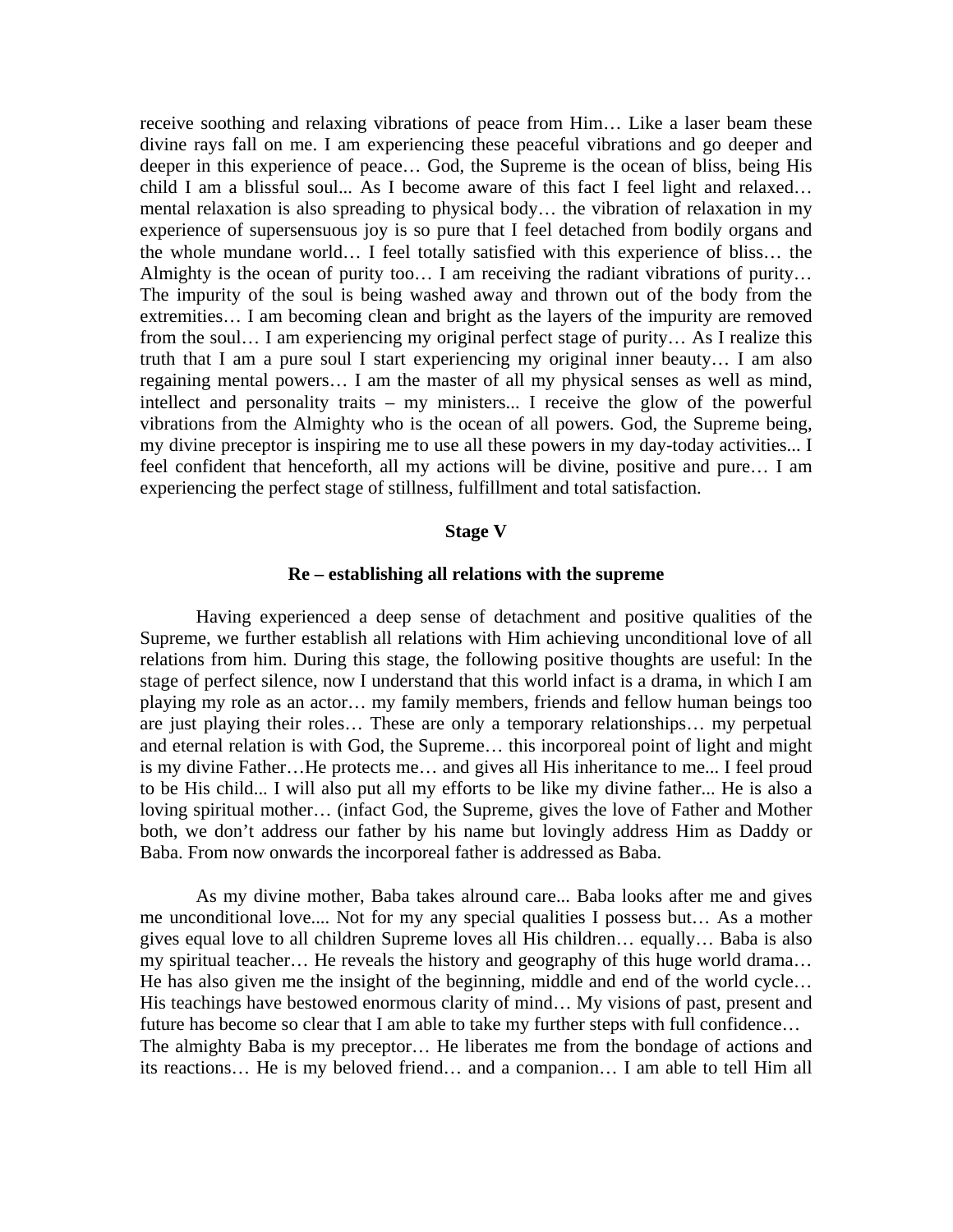receive soothing and relaxing vibrations of peace from Him… Like a laser beam these divine rays fall on me. I am experiencing these peaceful vibrations and go deeper and deeper in this experience of peace… God, the Supreme is the ocean of bliss, being His child I am a blissful soul... As I become aware of this fact I feel light and relaxed… mental relaxation is also spreading to physical body… the vibration of relaxation in my experience of supersensuous joy is so pure that I feel detached from bodily organs and the whole mundane world… I feel totally satisfied with this experience of bliss… the Almighty is the ocean of purity too… I am receiving the radiant vibrations of purity… The impurity of the soul is being washed away and thrown out of the body from the extremities… I am becoming clean and bright as the layers of the impurity are removed from the soul… I am experiencing my original perfect stage of purity… As I realize this truth that I am a pure soul I start experiencing my original inner beauty… I am also regaining mental powers… I am the master of all my physical senses as well as mind, intellect and personality traits – my ministers... I receive the glow of the powerful vibrations from the Almighty who is the ocean of all powers. God, the Supreme being, my divine preceptor is inspiring me to use all these powers in my day-today activities... I feel confident that henceforth, all my actions will be divine, positive and pure… I am experiencing the perfect stage of stillness, fulfillment and total satisfaction.

**Stage V**

**Re – establishing all relations with the supreme**

Having experienced a deep sense of detachment and positive qualities of the Supreme, we further establish all relations with Him achieving unconditional love of all relations from him. During this stage, the following positive thoughts are useful: In the stage of perfect silence, now I understand that this world infact is a drama, in which I am playing my role as an actor… my family members, friends and fellow human beings too are just playing their roles… These are only a temporary relationships… my perpetual and eternal relation is with God, the Supreme… this incorporeal point of light and might is my divine Father…He protects me… and gives all His inheritance to me... I feel proud to be His child... I will also put all my efforts to be like my divine father... He is also a loving spiritual mother… (infact God, the Supreme, gives the love of Father and Mother both, we don't address our father by his name but lovingly address Him as Daddy or Baba. From now onwards the incorporeal father is addressed as Baba.

As my divine mother, Baba takes alround care... Baba looks after me and gives me unconditional love.... Not for my any special qualities I possess but… As a mother gives equal love to all children Supreme loves all His children… equally… Baba is also my spiritual teacher… He reveals the history and geography of this huge world drama… He has also given me the insight of the beginning, middle and end of the world cycle… His teachings have bestowed enormous clarity of mind… My visions of past, present and future has become so clear that I am able to take my further steps with full confidence… The almighty Baba is my preceptor… He liberates me from the bondage of actions and its reactions… He is my beloved friend… and a companion… I am able to tell Him all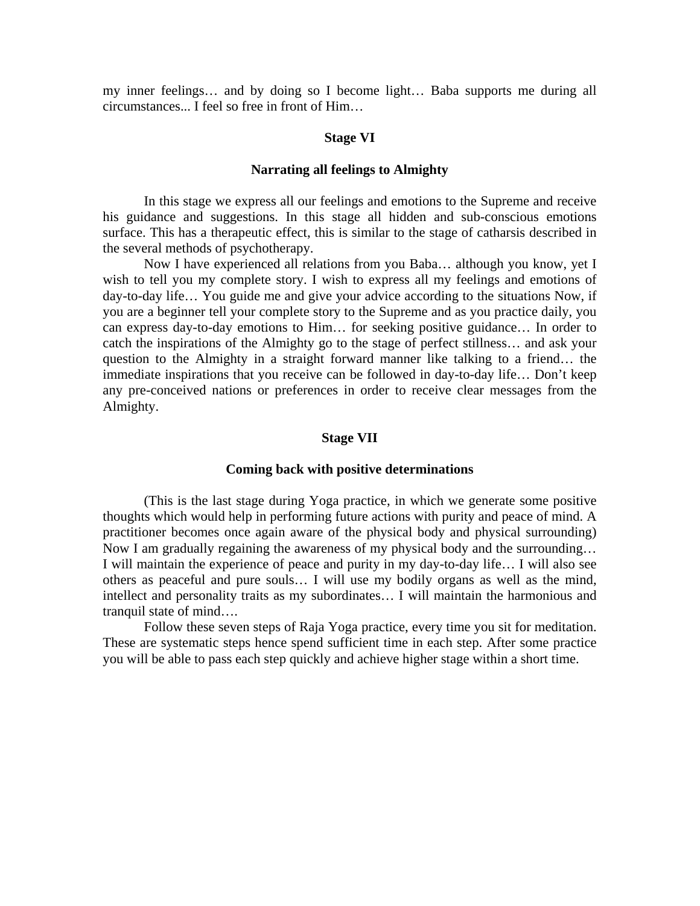my inner feelings… and by doing so I become light… Baba supports me during all circumstances... I feel so free in front of Him…

### Stage VI

### Narrating all feelings to Almighty

In this stage we express all our feelings and emotions to the Supreme and receive his guidance and suggestions. In this stage all hidden and sub-conscious emotions surface. This has a therapeutic effect, this is similar to the stage of catharsis described in the several methods of psychotherapy.

Now I have experienced all relations from you Baba… although you know, yet I wish to tell you my complete story. I wish to express all my feelings and emotions of day-to-day life… You guide me and give your advice according to the situations Now, if you are a beginner tell your complete story to the Supreme and as you practice daily, you can express day-to-day emotions to Him… for seeking positive guidance… In order to catch the inspirations of the Almighty go to the stage of perfect stillness… and ask your question to the Almighty in a straight forward manner like talking to a friend… the immediate inspirations that you receive can be followed in day-to-day life… Don't keep any pre-conceived nations or preferences in order to receive clear messages from the Almighty.

### Stage VII

### Coming back with positive determinations

(This is the last stage during Yoga practice, in which we generate some positive thoughts which would help in performing future actions with purity and peace of mind. A practitioner becomes once again aware of the physical body and physical surrounding) Now I am gradually regaining the awareness of my physical body and the surrounding… I will maintain the experience of peace and purity in my day-to-day life… I will also see others as peaceful and pure souls… I will use my bodily organs as well as the mind, intellect and personality traits as my subordinates… I will maintain the harmonious and tranquil state of mind….

Follow these seven steps of Raja Yoga practice, every time you sit for meditation. These are systematic steps hence spend sufficient time in each step. After some practice you will be able to pass each step quickly and achieve higher stage within a short time.